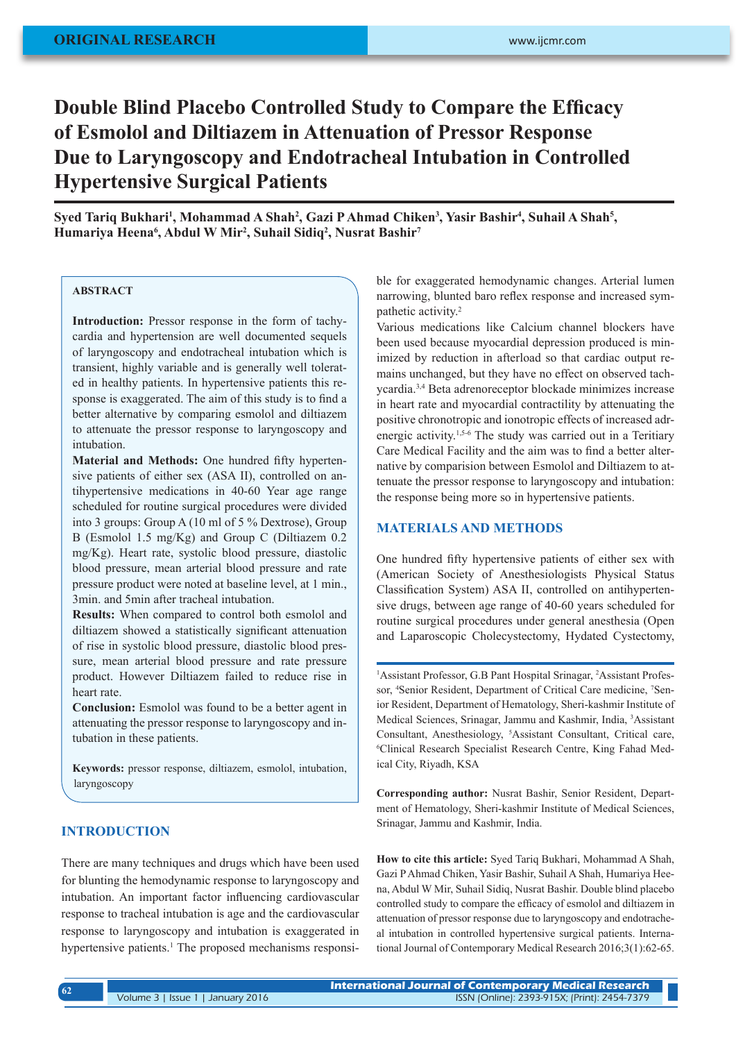ORIGINAL RESEARCH

# Double Blind Placebo Controlled Study to Compare the Efficacy of Esmolol and Diltiazem in Attenuation of Pressor Response Due to Laryngoscopy and Endotracheal Intubation in Controlled Hypertensive Surgical Patients

**Syed Tariq Bukhari[1], Mohammad A Shah[2], Gazi P Ahmad Chiken[3], Yasir Bashir[4], Suhail A Shah[5], Humariya Heena[6], Abdul W Mir[2], Suhail Sidiq[2], Nusrat Bashir[7]**

### ABSTRACT

**Introduction:** Pressor response in the form of tachycardia and hypertension are well documented sequels of laryngoscopy and endotracheal intubation which is transient, highly variable and is generally well tolerated in healthy patients. In hypertensive patients this response is exaggerated. The aim of this study is to find a better alternative by comparing esmolol and diltiazem to attenuate the pressor response to laryngoscopy and intubation.

**Material and Methods:** One hundred fifty hypertensive patients of either sex (ASA II), controlled on antihypertensive medications in 40-60 Year age range scheduled for routine surgical procedures were divided into 3 groups: Group A (10 ml of 5 % Dextrose), Group B (Esmolol 1.5 mg/Kg) and Group C (Diltiazem 0.2 mg/Kg). Heart rate, systolic blood pressure, diastolic blood pressure, mean arterial blood pressure and rate pressure product were noted at baseline level, at 1 min., 3min. and 5min after tracheal intubation.

**Results:** When compared to control both esmolol and diltiazem showed a statistically significant attenuation of rise in systolic blood pressure, diastolic blood pressure, mean arterial blood pressure and rate pressure product. However Diltiazem failed to reduce rise in heart rate.

**Conclusion:** Esmolol was found to be a better agent in attenuating the pressor response to laryngoscopy and intubation in these patients.

**Keywords:** pressor response, diltiazem, esmolol, intubation, laryngoscopy

## INTRODUCTION

There are many techniques and drugs which have been used for blunting the hemodynamic response to laryngoscopy and intubation. An important factor influencing cardiovascular response to tracheal intubation is age and the cardiovascular response to laryngoscopy and intubation is exaggerated in hypertensive patients.[1] The proposed mechanisms responsible for exaggerated hemodynamic changes. Arterial lumen narrowing, blunted baro reflex response and increased sympathetic activity.[2]

Various medications like Calcium channel blockers have been used because myocardial depression produced is minimized by reduction in afterload so that cardiac output remains unchanged, but they have no effect on observed tachycardia.[3,4] Beta adrenoreceptor blockade minimizes increase in heart rate and myocardial contractility by attenuating the positive chronotropic and ionotropic effects of increased adrenergic activity.[1,5-6] The study was carried out in a Teritiary Care Medical Facility and the aim was to find a better alternative by comparision between Esmolol and Diltiazem to attenuate the pressor response to laryngoscopy and intubation: the response being more so in hypertensive patients.

## MATERIALS AND METHODS

One hundred fifty hypertensive patients of either sex with (American Society of Anesthesiologists Physical Status Classification System) ASA II, controlled on antihypertensive drugs, between age range of 40-60 years scheduled for routine surgical procedures under general anesthesia (Open and Laparoscopic Cholecystectomy, Hydated Cystectomy,

[1]Assistant Professor, G.B Pant Hospital Srinagar, [2]Assistant Professor, [4]Senior Resident, Department of Critical Care medicine, [7]Senior Resident, Department of Hematology, Sheri-kashmir Institute of Medical Sciences, Srinagar, Jammu and Kashmir, India, [3]Assistant Consultant, Anesthesiology, [5]Assistant Consultant, Critical care, [6]Clinical Research Specialist Research Centre, King Fahad Medical City, Riyadh, KSA

**Corresponding author:** Nusrat Bashir, Senior Resident, Department of Hematology, Sheri-kashmir Institute of Medical Sciences, Srinagar, Jammu and Kashmir, India.

**How to cite this article:** Syed Tariq Bukhari, Mohammad A Shah, Gazi P Ahmad Chiken, Yasir Bashir, Suhail A Shah, Humariya Heena, Abdul W Mir, Suhail Sidiq, Nusrat Bashir. Double blind placebo controlled study to compare the efficacy of esmolol and diltiazem in attenuation of pressor response due to laryngoscopy and endotracheal intubation in controlled hypertensive surgical patients. International Journal of Contemporary Medical Research 2016;3(1):62-65.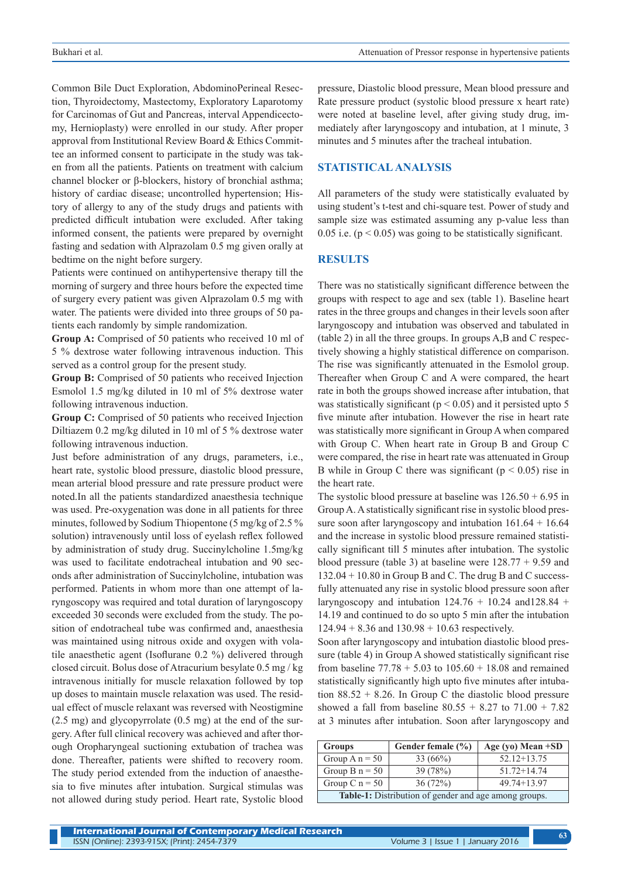Common Bile Duct Exploration, AbdominoPerineal Resection, Thyroidectomy, Mastectomy, Exploratory Laparotomy for Carcinomas of Gut and Pancreas, interval Appendicectomy, Hernioplasty) were enrolled in our study. After proper approval from Institutional Review Board & Ethics Committee an informed consent to participate in the study was taken from all the patients. Patients on treatment with calcium channel blocker or β-blockers, history of bronchial asthma; history of cardiac disease; uncontrolled hypertension; History of allergy to any of the study drugs and patients with predicted difficult intubation were excluded. After taking informed consent, the patients were prepared by overnight fasting and sedation with Alprazolam 0.5 mg given orally at bedtime on the night before surgery.

Patients were continued on antihypertensive therapy till the morning of surgery and three hours before the expected time of surgery every patient was given Alprazolam 0.5 mg with water. The patients were divided into three groups of 50 patients each randomly by simple randomization.

**Group A:** Comprised of 50 patients who received 10 ml of 5 % dextrose water following intravenous induction. This served as a control group for the present study.

**Group B:** Comprised of 50 patients who received Injection Esmolol 1.5 mg/kg diluted in 10 ml of 5% dextrose water following intravenous induction.

**Group C:** Comprised of 50 patients who received Injection Diltiazem 0.2 mg/kg diluted in 10 ml of 5 % dextrose water following intravenous induction.

Just before administration of any drugs, parameters, i.e., heart rate, systolic blood pressure, diastolic blood pressure, mean arterial blood pressure and rate pressure product were noted.In all the patients standardized anaesthesia technique was used. Pre-oxygenation was done in all patients for three minutes, followed by Sodium Thiopentone (5 mg/kg of 2.5 % solution) intravenously until loss of eyelash reflex followed by administration of study drug. Succinylcholine 1.5mg/kg was used to facilitate endotracheal intubation and 90 seconds after administration of Succinylcholine, intubation was performed. Patients in whom more than one attempt of laryngoscopy was required and total duration of laryngoscopy exceeded 30 seconds were excluded from the study. The position of endotracheal tube was confirmed and, anaesthesia was maintained using nitrous oxide and oxygen with volatile anaesthetic agent (Isoflurane 0.2 %) delivered through closed circuit. Bolus dose of Atracurium besylate 0.5 mg / kg intravenous initially for muscle relaxation followed by top up doses to maintain muscle relaxation was used. The residual effect of muscle relaxant was reversed with Neostigmine (2.5 mg) and glycopyrrolate (0.5 mg) at the end of the surgery. After full clinical recovery was achieved and after thorough Oropharyngeal suctioning extubation of trachea was done. Thereafter, patients were shifted to recovery room. The study period extended from the induction of anaesthesia to five minutes after intubation. Surgical stimulus was not allowed during study period. Heart rate, Systolic blood pressure, Diastolic blood pressure, Mean blood pressure and Rate pressure product (systolic blood pressure x heart rate) were noted at baseline level, after giving study drug, immediately after laryngoscopy and intubation, at 1 minute, 3 minutes and 5 minutes after the tracheal intubation.

## STATISTICAL ANALYSIS

All parameters of the study were statistically evaluated by using student's t-test and chi-square test. Power of study and sample size was estimated assuming any p-value less than 0.05 i.e. ($p < 0.05$) was going to be statistically significant.

## RESULTS

There was no statistically significant difference between the groups with respect to age and sex (table 1). Baseline heart rates in the three groups and changes in their levels soon after laryngoscopy and intubation was observed and tabulated in (table 2) in all the three groups. In groups A,B and C respectively showing a highly statistical difference on comparison. The rise was significantly attenuated in the Esmolol group. Thereafter when Group C and A were compared, the heart rate in both the groups showed increase after intubation, that was statistically significant ($p < 0.05$) and it persisted upto 5 five minute after intubation. However the rise in heart rate was statistically more significant in Group A when compared with Group C. When heart rate in Group B and Group C were compared, the rise in heart rate was attenuated in Group B while in Group C there was significant ($p < 0.05$) rise in the heart rate.

The systolic blood pressure at baseline was 126.50 + 6.95 in Group A. A statistically significant rise in systolic blood pressure soon after laryngoscopy and intubation 161.64 + 16.64 and the increase in systolic blood pressure remained statistically significant till 5 minutes after intubation. The systolic blood pressure (table 3) at baseline were 128.77 + 9.59 and 132.04 + 10.80 in Group B and C. The drug B and C successfully attenuated any rise in systolic blood pressure soon after laryngoscopy and intubation 124.76 + 10.24 and128.84 + 14.19 and continued to do so upto 5 min after the intubation 124.94 + 8.36 and 130.98 + 10.63 respectively.

Soon after laryngoscopy and intubation diastolic blood pressure (table 4) in Group A showed statistically significant rise from baseline 77.78 + 5.03 to 105.60 + 18.08 and remained statistically significantly high upto five minutes after intubation 88.52 + 8.26. In Group C the diastolic blood pressure showed a fall from baseline 80.55 + 8.27 to 71.00 + 7.82 at 3 minutes after intubation. Soon after laryngoscopy and

| Groups | Gender female (%) | Age (yo) Mean +SD |
|---|---|---|
| Group A n = 50 | 33 (66%) | 52.12+13.75 |
| Group B n = 50 | 39 (78%) | 51.72+14.74 |
| Group C n = 50 | 36 (72%) | 49.74+13.97 |

**Table-1:** Distribution of gender and age among groups.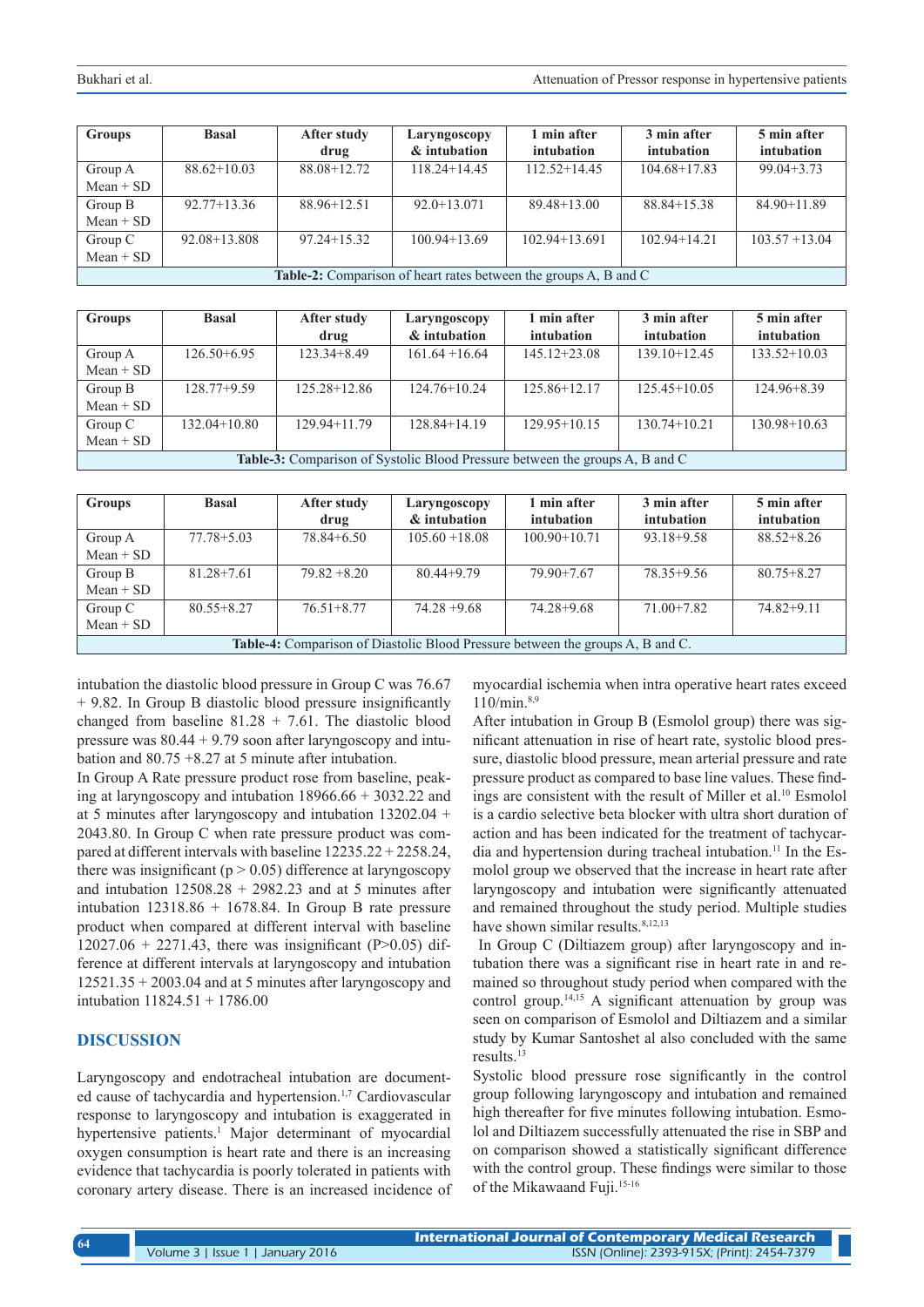| Groups | Basal | After study drug | Laryngoscopy & intubation | 1 min after intubation | 3 min after intubation | 5 min after intubation |
|---|---|---|---|---|---|---|
| Group A Mean + SD | 88.62+10.03 | 88.08+12.72 | 118.24+14.45 | 112.52+14.45 | 104.68+17.83 | 99.04+3.73 |
| Group B Mean + SD | 92.77+13.36 | 88.96+12.51 | 92.0+13.071 | 89.48+13.00 | 88.84+15.38 | 84.90+11.89 |
| Group C Mean + SD | 92.08+13.808 | 97.24+15.32 | 100.94+13.69 | 102.94+13.691 | 102.94+14.21 | 103.57 +13.04 |

**Table-2:** Comparison of heart rates between the groups A, B and C

| Groups | Basal | After study drug | Laryngoscopy & intubation | 1 min after intubation | 3 min after intubation | 5 min after intubation |
|---|---|---|---|---|---|---|
| Group A Mean + SD | 126.50+6.95 | 123.34+8.49 | 161.64 +16.64 | 145.12+23.08 | 139.10+12.45 | 133.52+10.03 |
| Group B Mean + SD | 128.77+9.59 | 125.28+12.86 | 124.76+10.24 | 125.86+12.17 | 125.45+10.05 | 124.96+8.39 |
| Group C Mean + SD | 132.04+10.80 | 129.94+11.79 | 128.84+14.19 | 129.95+10.15 | 130.74+10.21 | 130.98+10.63 |

**Table-3:** Comparison of Systolic Blood Pressure between the groups A, B and C

| Groups | Basal | After study drug | Laryngoscopy & intubation | 1 min after intubation | 3 min after intubation | 5 min after intubation |
|---|---|---|---|---|---|---|
| Group A Mean + SD | 77.78+5.03 | 78.84+6.50 | 105.60 +18.08 | 100.90+10.71 | 93.18+9.58 | 88.52+8.26 |
| Group B Mean + SD | 81.28+7.61 | 79.82 +8.20 | 80.44+9.79 | 79.90+7.67 | 78.35+9.56 | 80.75+8.27 |
| Group C Mean + SD | 80.55+8.27 | 76.51+8.77 | 74.28 +9.68 | 74.28+9.68 | 71.00+7.82 | 74.82+9.11 |

**Table-4:** Comparison of Diastolic Blood Pressure between the groups A, B and C.

intubation the diastolic blood pressure in Group C was 76.67 + 9.82. In Group B diastolic blood pressure insignificantly changed from baseline 81.28 + 7.61. The diastolic blood pressure was 80.44 + 9.79 soon after laryngoscopy and intubation and 80.75 +8.27 at 5 minute after intubation.

In Group A Rate pressure product rose from baseline, peaking at laryngoscopy and intubation 18966.66 + 3032.22 and at 5 minutes after laryngoscopy and intubation 13202.04 + 2043.80. In Group C when rate pressure product was compared at different intervals with baseline 12235.22 + 2258.24, there was insignificant ($p > 0.05$) difference at laryngoscopy and intubation 12508.28 + 2982.23 and at 5 minutes after intubation 12318.86 + 1678.84. In Group B rate pressure product when compared at different interval with baseline 12027.06 + 2271.43, there was insignificant ($P>0.05$) difference at different intervals at laryngoscopy and intubation 12521.35 + 2003.04 and at 5 minutes after laryngoscopy and intubation 11824.51 + 1786.00

## DISCUSSION

Laryngoscopy and endotracheal intubation are documented cause of tachycardia and hypertension.[1,7] Cardiovascular response to laryngoscopy and intubation is exaggerated in hypertensive patients.[1] Major determinant of myocardial oxygen consumption is heart rate and there is an increasing evidence that tachycardia is poorly tolerated in patients with coronary artery disease. There is an increased incidence of myocardial ischemia when intra operative heart rates exceed 110/min.[8,9]

After intubation in Group B (Esmolol group) there was significant attenuation in rise of heart rate, systolic blood pressure, diastolic blood pressure, mean arterial pressure and rate pressure product as compared to base line values. These findings are consistent with the result of Miller et al.[10] Esmolol is a cardio selective beta blocker with ultra short duration of action and has been indicated for the treatment of tachycardia and hypertension during tracheal intubation.[11] In the Esmolol group we observed that the increase in heart rate after laryngoscopy and intubation were significantly attenuated and remained throughout the study period. Multiple studies have shown similar results.[8,12,13]

In Group C (Diltiazem group) after laryngoscopy and intubation there was a significant rise in heart rate in and remained so throughout study period when compared with the control group.[14,15] A significant attenuation by group was seen on comparison of Esmolol and Diltiazem and a similar study by Kumar Santoshet al also concluded with the same results.[13]

Systolic blood pressure rose significantly in the control group following laryngoscopy and intubation and remained high thereafter for five minutes following intubation. Esmolol and Diltiazem successfully attenuated the rise in SBP and on comparison showed a statistically significant difference with the control group. These findings were similar to those of the Mikawaand Fuji.[15-16]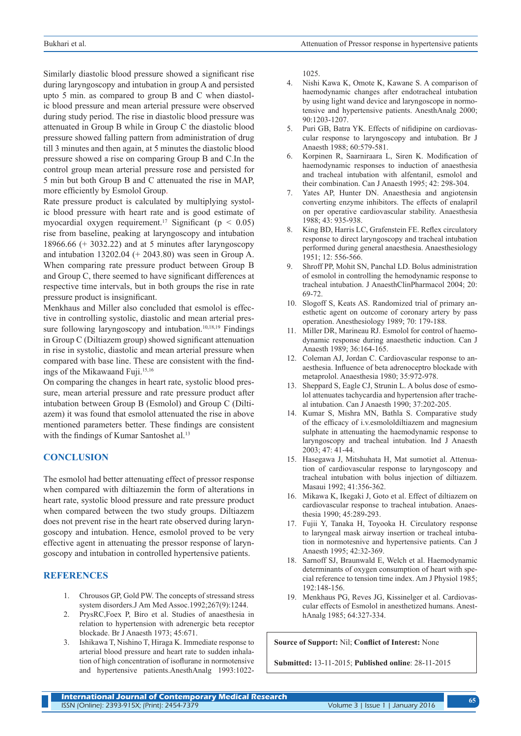Similarly diastolic blood pressure showed a significant rise during laryngoscopy and intubation in group A and persisted upto 5 min. as compared to group B and C when diastolic blood pressure and mean arterial pressure were observed during study period. The rise in diastolic blood pressure was attenuated in Group B while in Group C the diastolic blood pressure showed falling pattern from administration of drug till 3 minutes and then again, at 5 minutes the diastolic blood pressure showed a rise on comparing Group B and C.In the control group mean arterial pressure rose and persisted for 5 min but both Group B and C attenuated the rise in MAP, more efficiently by Esmolol Group.

Rate pressure product is calculated by multiplying systolic blood pressure with heart rate and is good estimate of myocardial oxygen requirement.[17] Significant ($p < 0.05$) rise from baseline, peaking at laryngoscopy and intubation 18966.66 (+ 3032.22) and at 5 minutes after laryngoscopy and intubation 13202.04 (+ 2043.80) was seen in Group A. When comparing rate pressure product between Group B and Group C, there seemed to have significant differences at respective time intervals, but in both groups the rise in rate pressure product is insignificant.

Menkhaus and Miller also concluded that esmolol is effective in controlling systolic, diastolic and mean arterial pressure following laryngoscopy and intubation.[10,18,19] Findings in Group C (Diltiazem group) showed significant attenuation in rise in systolic, diastolic and mean arterial pressure when compared with base line. These are consistent with the findings of the Mikawaand Fuji.[15,16]

On comparing the changes in heart rate, systolic blood pressure, mean arterial pressure and rate pressure product after intubation between Group B (Esmolol) and Group C (Diltiazem) it was found that esmolol attenuated the rise in above mentioned parameters better. These findings are consistent with the findings of Kumar Santoshet al.[13]

## CONCLUSION

The esmolol had better attenuating effect of pressor response when compared with diltiazemin the form of alterations in heart rate, systolic blood pressure and rate pressure product when compared between the two study groups. Diltiazem does not prevent rise in the heart rate observed during laryngoscopy and intubation. Hence, esmolol proved to be very effective agent in attenuating the pressor response of laryngoscopy and intubation in controlled hypertensive patients.

## REFERENCES

1. Chrousos GP, Gold PW. The concepts of stressand stress system disorders.J Am Med Assoc.1992;267(9):1244.
2. PrysRC,Foex P, Biro et al. Studies of anaesthesia in relation to hypertension with adrenergic beta receptor blockade. Br J Anaesth 1973; 45:671.
3. Ishikawa T, Nishino T, Hiraga K. Immediate response to arterial blood pressure and heart rate to sudden inhalation of high concentration of isoflurane in normotensive and hypertensive patients.AnesthAnalg 1993:1022-1025.
4. Nishi Kawa K, Omote K, Kawane S. A comparison of haemodynamic changes after endotracheal intubation by using light wand device and laryngoscope in normotensive and hypertensive patients. AnesthAnalg 2000; 90:1203-1207.
5. Puri GB, Batra YK. Effects of nifidipine on cardiovascular response to laryngoscopy and intubation. Br J Anaesth 1988; 60:579-581.
6. Korpinen R, Saarniraara L, Siren K. Modification of haemodynamic responses to induction of anaesthesia and tracheal intubation with alfentanil, esmolol and their combination. Can J Anaesth 1995; 42: 298-304.
7. Yates AP, Hunter DN. Anaesthesia and angiotensin converting enzyme inhibitors. The effects of enalapril on per operative cardiovascular stability. Anaesthesia 1988; 43: 935-938.
8. King BD, Harris LC, Grafenstein FE. Reflex circulatory response to direct laryngoscopy and tracheal intubation performed during general anaesthesia. Anaesthesiology 1951; 12: 556-566.
9. Shroff PP, Mohit SN, Panchal LD. Bolus administration of esmolol in controlling the hemodynamic response to tracheal intubation. J AnaesthClinPharmacol 2004; 20: 69-72.
10. Slogoff S, Keats AS. Randomized trial of primary anesthetic agent on outcome of coronary artery by pass operation. Anesthesiology 1989; 70: 179-188.
11. Miller DR, Marineau RJ. Esmolol for control of haemodynamic response during anaesthetic induction. Can J Anaesth 1989; 36:164-165.
12. Coleman AJ, Jordan C. Cardiovascular response to anaesthesia. Influence of beta adrenoceptro blockade with metaprolol. Anaesthesia 1980; 35:972-978.
13. Sheppard S, Eagle CJ, Strunin L. A bolus dose of esmolol attenuates tachycardia and hypertension after tracheal intubation. Can J Anaesth 1990; 37:202-205.
14. Kumar S, Mishra MN, Bathla S. Comparative study of the efficacy of i.v.esmololdiltiazem and magnesium sulphate in attenuating the haemodynamic response to laryngoscopy and tracheal intubation. Ind J Anaesth 2003; 47: 41-44.
15. Hasegawa J, Mitshuhata H, Mat sumotiet al. Attenuation of cardiovascular response to laryngoscopy and tracheal intubation with bolus injection of diltiazem. Masaui 1992; 41:356-362.
16. Mikawa K, Ikegaki J, Goto et al. Effect of diltiazem on cardiovascular response to tracheal intubation. Anaesthesia 1990; 45:289-293.
17. Fujii Y, Tanaka H, Toyooka H. Circulatory response to laryngeal mask airway insertion or tracheal intubation in normotesnive and hypertensive patients. Can J Anaesth 1995; 42:32-369.
18. Sarnoff SJ, Braunwald E, Welch et al. Haemodynamic determinants of oxygen consumption of heart with special reference to tension time index. Am J Physiol 1985; 192:148-156.
19. Menkhaus PG, Reves JG, Kissinelger et al. Cardiovascular effects of Esmolol in anesthetized humans. AnesthAnalg 1985; 64:327-334.

**Source of Support:** Nil; **Conflict of Interest:** None

**Submitted:** 13-11-2015; **Published online**: 28-11-2015